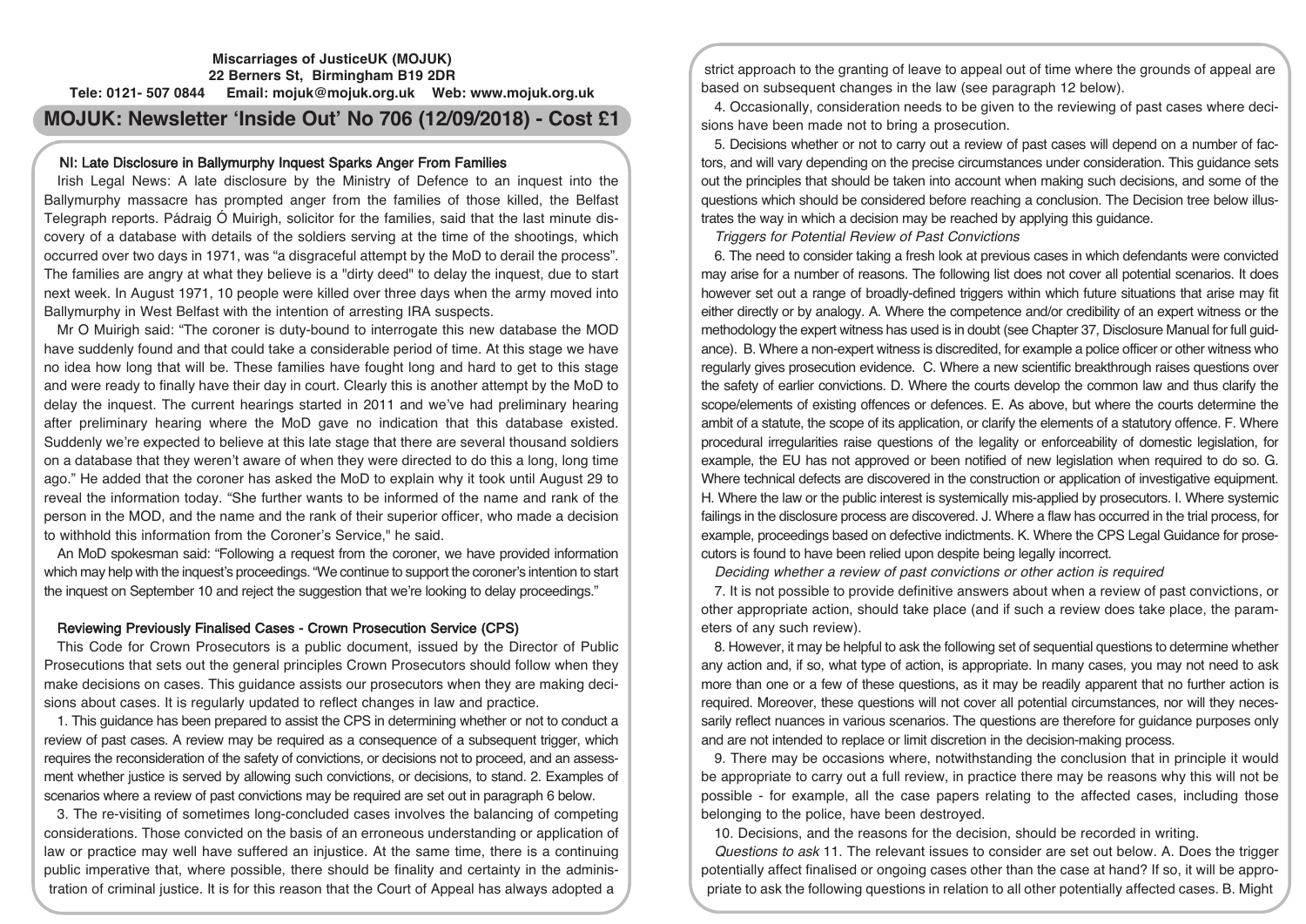**Miscarriages of JusticeUK (MOJUK)**
**22 Berners St, Birmingham B19 2DR**
**Tele: 0121- 507 0844 Email: mojuk@mojuk.org.uk Web: www.mojuk.org.uk**

# MOJUK: Newsletter 'Inside Out' No 706 (12/09/2018) - Cost £1

## NI: Late Disclosure in Ballymurphy Inquest Sparks Anger From Families

Irish Legal News: A late disclosure by the Ministry of Defence to an inquest into the Ballymurphy massacre has prompted anger from the families of those killed, the Belfast Telegraph reports. Pádraig Ó Muirigh, solicitor for the families, said that the last minute discovery of a database with details of the soldiers serving at the time of the shootings, which occurred over two days in 1971, was "a disgraceful attempt by the MoD to derail the process". The families are angry at what they believe is a "dirty deed" to delay the inquest, due to start next week. In August 1971, 10 people were killed over three days when the army moved into Ballymurphy in West Belfast with the intention of arresting IRA suspects.

Mr O Muirigh said: "The coroner is duty-bound to interrogate this new database the MOD have suddenly found and that could take a considerable period of time. At this stage we have no idea how long that will be. These families have fought long and hard to get to this stage and were ready to finally have their day in court. Clearly this is another attempt by the MoD to delay the inquest. The current hearings started in 2011 and we've had preliminary hearing after preliminary hearing where the MoD gave no indication that this database existed. Suddenly we're expected to believe at this late stage that there are several thousand soldiers on a database that they weren't aware of when they were directed to do this a long, long time ago." He added that the coroner has asked the MoD to explain why it took until August 29 to reveal the information today. "She further wants to be informed of the name and rank of the person in the MOD, and the name and the rank of their superior officer, who made a decision to withhold this information from the Coroner's Service," he said.

An MoD spokesman said: "Following a request from the coroner, we have provided information which may help with the inquest's proceedings. "We continue to support the coroner's intention to start the inquest on September 10 and reject the suggestion that we're looking to delay proceedings."

## Reviewing Previously Finalised Cases - Crown Prosecution Service (CPS)

This Code for Crown Prosecutors is a public document, issued by the Director of Public Prosecutions that sets out the general principles Crown Prosecutors should follow when they make decisions on cases. This guidance assists our prosecutors when they are making decisions about cases. It is regularly updated to reflect changes in law and practice.

1. This guidance has been prepared to assist the CPS in determining whether or not to conduct a review of past cases. A review may be required as a consequence of a subsequent trigger, which requires the reconsideration of the safety of convictions, or decisions not to proceed, and an assessment whether justice is served by allowing such convictions, or decisions, to stand. 2. Examples of scenarios where a review of past convictions may be required are set out in paragraph 6 below.

3. The re-visiting of sometimes long-concluded cases involves the balancing of competing considerations. Those convicted on the basis of an erroneous understanding or application of law or practice may well have suffered an injustice. At the same time, there is a continuing public imperative that, where possible, there should be finality and certainty in the administration of criminal justice. It is for this reason that the Court of Appeal has always adopted a strict approach to the granting of leave to appeal out of time where the grounds of appeal are based on subsequent changes in the law (see paragraph 12 below).

4. Occasionally, consideration needs to be given to the reviewing of past cases where decisions have been made not to bring a prosecution.

5. Decisions whether or not to carry out a review of past cases will depend on a number of factors, and will vary depending on the precise circumstances under consideration. This guidance sets out the principles that should be taken into account when making such decisions, and some of the questions which should be considered before reaching a conclusion. The Decision tree below illustrates the way in which a decision may be reached by applying this guidance.

*Triggers for Potential Review of Past Convictions*

6. The need to consider taking a fresh look at previous cases in which defendants were convicted may arise for a number of reasons. The following list does not cover all potential scenarios. It does however set out a range of broadly-defined triggers within which future situations that arise may fit either directly or by analogy. A. Where the competence and/or credibility of an expert witness or the methodology the expert witness has used is in doubt (see Chapter 37, Disclosure Manual for full guidance). B. Where a non-expert witness is discredited, for example a police officer or other witness who regularly gives prosecution evidence. C. Where a new scientific breakthrough raises questions over the safety of earlier convictions. D. Where the courts develop the common law and thus clarify the scope/elements of existing offences or defences. E. As above, but where the courts determine the ambit of a statute, the scope of its application, or clarify the elements of a statutory offence. F. Where procedural irregularities raise questions of the legality or enforceability of domestic legislation, for example, the EU has not approved or been notified of new legislation when required to do so. G. Where technical defects are discovered in the construction or application of investigative equipment. H. Where the law or the public interest is systemically mis-applied by prosecutors. I. Where systemic failings in the disclosure process are discovered. J. Where a flaw has occurred in the trial process, for example, proceedings based on defective indictments. K. Where the CPS Legal Guidance for prosecutors is found to have been relied upon despite being legally incorrect.

*Deciding whether a review of past convictions or other action is required*

7. It is not possible to provide definitive answers about when a review of past convictions, or other appropriate action, should take place (and if such a review does take place, the parameters of any such review).

8. However, it may be helpful to ask the following set of sequential questions to determine whether any action and, if so, what type of action, is appropriate. In many cases, you may not need to ask more than one or a few of these questions, as it may be readily apparent that no further action is required. Moreover, these questions will not cover all potential circumstances, nor will they necessarily reflect nuances in various scenarios. The questions are therefore for guidance purposes only and are not intended to replace or limit discretion in the decision-making process.

9. There may be occasions where, notwithstanding the conclusion that in principle it would be appropriate to carry out a full review, in practice there may be reasons why this will not be possible - for example, all the case papers relating to the affected cases, including those belonging to the police, have been destroyed.

10. Decisions, and the reasons for the decision, should be recorded in writing.

*Questions to ask* 11. The relevant issues to consider are set out below. A. Does the trigger potentially affect finalised or ongoing cases other than the case at hand? If so, it will be appropriate to ask the following questions in relation to all other potentially affected cases. B. Might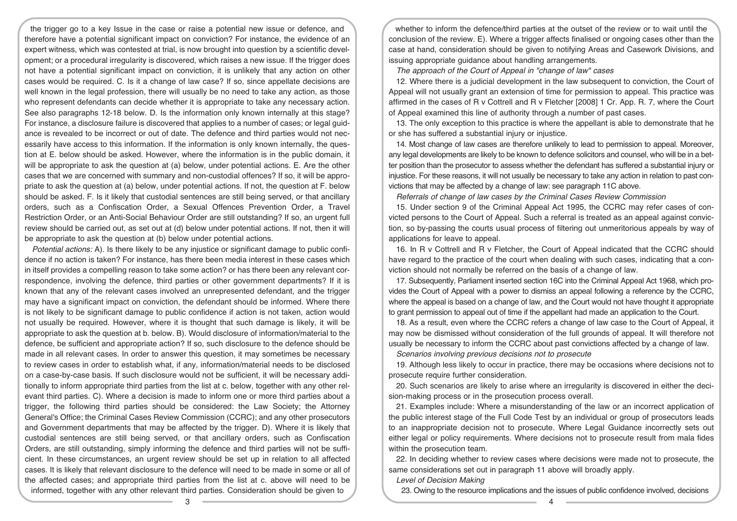the trigger go to a key Issue in the case or raise a potential new issue or defence, and therefore have a potential significant impact on conviction? For instance, the evidence of an expert witness, which was contested at trial, is now brought into question by a scientific development; or a procedural irregularity is discovered, which raises a new issue. If the trigger does not have a potential significant impact on conviction, it is unlikely that any action on other cases would be required. C. Is it a change of law case? If so, since appellate decisions are well known in the legal profession, there will usually be no need to take any action, as those who represent defendants can decide whether it is appropriate to take any necessary action. See also paragraphs 12-18 below. D. Is the information only known internally at this stage? For instance, a disclosure failure is discovered that applies to a number of cases; or legal guidance is revealed to be incorrect or out of date. The defence and third parties would not necessarily have access to this information. If the information is only known internally, the question at E. below should be asked. However, where the information is in the public domain, it will be appropriate to ask the question at (a) below, under potential actions. E. Are the other cases that we are concerned with summary and non-custodial offences? If so, it will be appropriate to ask the question at (a) below, under potential actions. If not, the question at F. below should be asked. F. Is it likely that custodial sentences are still being served, or that ancillary orders, such as a Confiscation Order, a Sexual Offences Prevention Order, a Travel Restriction Order, or an Anti-Social Behaviour Order are still outstanding? If so, an urgent full review should be carried out, as set out at (d) below under potential actions. If not, then it will be appropriate to ask the question at (b) below under potential actions.

*Potential actions:* A). Is there likely to be any injustice or significant damage to public confidence if no action is taken? For instance, has there been media interest in these cases which in itself provides a compelling reason to take some action? or has there been any relevant correspondence, involving the defence, third parties or other government departments? If it is known that any of the relevant cases involved an unrepresented defendant, and the trigger may have a significant impact on conviction, the defendant should be informed. Where there is not likely to be significant damage to public confidence if action is not taken, action would not usually be required. However, where it is thought that such damage is likely, it will be appropriate to ask the question at b. below. B). Would disclosure of information/material to the defence, be sufficient and appropriate action? If so, such disclosure to the defence should be made in all relevant cases. In order to answer this question, it may sometimes be necessary to review cases in order to establish what, if any, information/material needs to be disclosed on a case-by-case basis. If such disclosure would not be sufficient, it will be necessary additionally to inform appropriate third parties from the list at c. below, together with any other relevant third parties. C). Where a decision is made to inform one or more third parties about a trigger, the following third parties should be considered: the Law Society; the Attorney General's Office; the Criminal Cases Review Commission (CCRC); and any other prosecutors and Government departments that may be affected by the trigger. D). Where it is likely that custodial sentences are still being served, or that ancillary orders, such as Confiscation Orders, are still outstanding, simply informing the defence and third parties will not be sufficient. In these circumstances, an urgent review should be set up in relation to all affected cases. It is likely that relevant disclosure to the defence will need to be made in some or all of the affected cases; and appropriate third parties from the list at c. above will need to be informed, together with any other relevant third parties. Consideration should be given to whether to inform the defence/third parties at the outset of the review or to wait until the conclusion of the review. E). Where a trigger affects finalised or ongoing cases other than the case at hand, consideration should be given to notifying Areas and Casework Divisions, and issuing appropriate guidance about handling arrangements.

*The approach of the Court of Appeal in "change of law" cases*

12. Where there is a judicial development in the law subsequent to conviction, the Court of Appeal will not usually grant an extension of time for permission to appeal. This practice was affirmed in the cases of R v Cottrell and R v Fletcher [2008] 1 Cr. App. R. 7, where the Court of Appeal examined this line of authority through a number of past cases.

13. The only exception to this practice is where the appellant is able to demonstrate that he or she has suffered a substantial injury or injustice.

14. Most change of law cases are therefore unlikely to lead to permission to appeal. Moreover, any legal developments are likely to be known to defence solicitors and counsel, who will be in a better position than the prosecutor to assess whether the defendant has suffered a substantial injury or injustice. For these reasons, it will not usually be necessary to take any action in relation to past convictions that may be affected by a change of law: see paragraph 11C above.

*Referrals of change of law cases by the Criminal Cases Review Commission*

15. Under section 9 of the Criminal Appeal Act 1995, the CCRC may refer cases of convicted persons to the Court of Appeal. Such a referral is treated as an appeal against conviction, so by-passing the courts usual process of filtering out unmeritorious appeals by way of applications for leave to appeal.

16. In R v Cottrell and R v Fletcher, the Court of Appeal indicated that the CCRC should have regard to the practice of the court when dealing with such cases, indicating that a conviction should not normally be referred on the basis of a change of law.

17. Subsequently, Parliament inserted section 16C into the Criminal Appeal Act 1968, which provides the Court of Appeal with a power to dismiss an appeal following a reference by the CCRC, where the appeal is based on a change of law, and the Court would not have thought it appropriate to grant permission to appeal out of time if the appellant had made an application to the Court.

18. As a result, even where the CCRC refers a change of law case to the Court of Appeal, it may now be dismissed without consideration of the full grounds of appeal. It will therefore not usually be necessary to inform the CCRC about past convictions affected by a change of law.

*Scenarios involving previous decisions not to prosecute*

19. Although less likely to occur in practice, there may be occasions where decisions not to prosecute require further consideration.

20. Such scenarios are likely to arise where an irregularity is discovered in either the decision-making process or in the prosecution process overall.

21. Examples include: Where a misunderstanding of the law or an incorrect application of the public interest stage of the Full Code Test by an individual or group of prosecutors leads to an inappropriate decision not to prosecute. Where Legal Guidance incorrectly sets out either legal or policy requirements. Where decisions not to prosecute result from mala fides within the prosecution team.

22. In deciding whether to review cases where decisions were made not to prosecute, the same considerations set out in paragraph 11 above will broadly apply.

*Level of Decision Making*

23. Owing to the resource implications and the issues of public confidence involved, decisions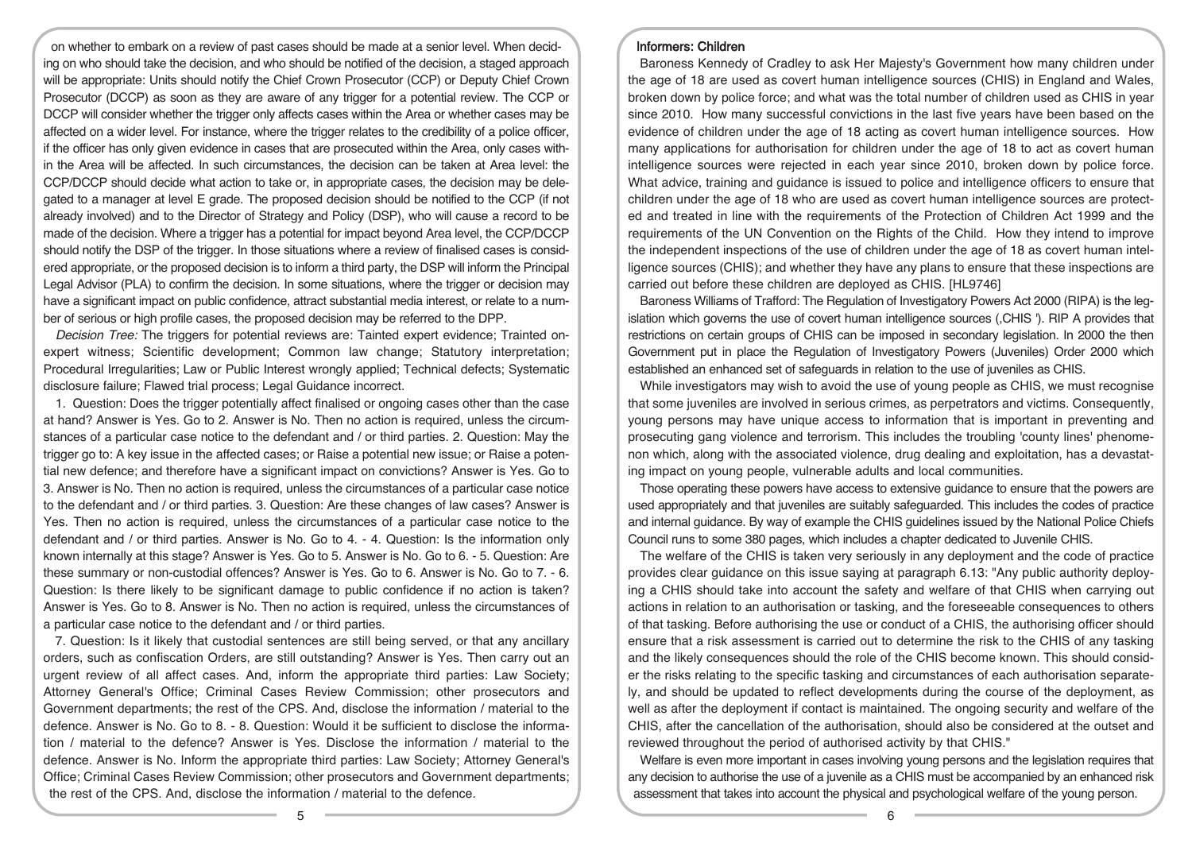on whether to embark on a review of past cases should be made at a senior level. When deciding on who should take the decision, and who should be notified of the decision, a staged approach will be appropriate: Units should notify the Chief Crown Prosecutor (CCP) or Deputy Chief Crown Prosecutor (DCCP) as soon as they are aware of any trigger for a potential review. The CCP or DCCP will consider whether the trigger only affects cases within the Area or whether cases may be affected on a wider level. For instance, where the trigger relates to the credibility of a police officer, if the officer has only given evidence in cases that are prosecuted within the Area, only cases within the Area will be affected. In such circumstances, the decision can be taken at Area level: the CCP/DCCP should decide what action to take or, in appropriate cases, the decision may be delegated to a manager at level E grade. The proposed decision should be notified to the CCP (if not already involved) and to the Director of Strategy and Policy (DSP), who will cause a record to be made of the decision. Where a trigger has a potential for impact beyond Area level, the CCP/DCCP should notify the DSP of the trigger. In those situations where a review of finalised cases is considered appropriate, or the proposed decision is to inform a third party, the DSP will inform the Principal Legal Advisor (PLA) to confirm the decision. In some situations, where the trigger or decision may have a significant impact on public confidence, attract substantial media interest, or relate to a number of serious or high profile cases, the proposed decision may be referred to the DPP.

*Decision Tree:* The triggers for potential reviews are: Tainted expert evidence; Trainted on-expert witness; Scientific development; Common law change; Statutory interpretation; Procedural Irregularities; Law or Public Interest wrongly applied; Technical defects; Systematic disclosure failure; Flawed trial process; Legal Guidance incorrect.

1. Question: Does the trigger potentially affect finalised or ongoing cases other than the case at hand? Answer is Yes. Go to 2. Answer is No. Then no action is required, unless the circumstances of a particular case notice to the defendant and / or third parties. 2. Question: May the trigger go to: A key issue in the affected cases; or Raise a potential new issue; or Raise a potential new defence; and therefore have a significant impact on convictions? Answer is Yes. Go to 3. Answer is No. Then no action is required, unless the circumstances of a particular case notice to the defendant and / or third parties. 3. Question: Are these changes of law cases? Answer is Yes. Then no action is required, unless the circumstances of a particular case notice to the defendant and / or third parties. Answer is No. Go to 4. - 4. Question: Is the information only known internally at this stage? Answer is Yes. Go to 5. Answer is No. Go to 6. - 5. Question: Are these summary or non-custodial offences? Answer is Yes. Go to 6. Answer is No. Go to 7. - 6. Question: Is there likely to be significant damage to public confidence if no action is taken? Answer is Yes. Go to 8. Answer is No. Then no action is required, unless the circumstances of a particular case notice to the defendant and / or third parties.

7. Question: Is it likely that custodial sentences are still being served, or that any ancillary orders, such as confiscation Orders, are still outstanding? Answer is Yes. Then carry out an urgent review of all affect cases. And, inform the appropriate third parties: Law Society; Attorney General's Office; Criminal Cases Review Commission; other prosecutors and Government departments; the rest of the CPS. And, disclose the information / material to the defence. Answer is No. Go to 8. - 8. Question: Would it be sufficient to disclose the information / material to the defence? Answer is Yes. Disclose the information / material to the defence. Answer is No. Inform the appropriate third parties: Law Society; Attorney General's Office; Criminal Cases Review Commission; other prosecutors and Government departments; the rest of the CPS. And, disclose the information / material to the defence.

### Informers: Children

Baroness Kennedy of Cradley to ask Her Majesty's Government how many children under the age of 18 are used as covert human intelligence sources (CHIS) in England and Wales, broken down by police force; and what was the total number of children used as CHIS in year since 2010. How many successful convictions in the last five years have been based on the evidence of children under the age of 18 acting as covert human intelligence sources. How many applications for authorisation for children under the age of 18 to act as covert human intelligence sources were rejected in each year since 2010, broken down by police force. What advice, training and guidance is issued to police and intelligence officers to ensure that children under the age of 18 who are used as covert human intelligence sources are protected and treated in line with the requirements of the Protection of Children Act 1999 and the requirements of the UN Convention on the Rights of the Child. How they intend to improve the independent inspections of the use of children under the age of 18 as covert human intelligence sources (CHIS); and whether they have any plans to ensure that these inspections are carried out before these children are deployed as CHIS. [HL9746]

Baroness Williams of Trafford: The Regulation of Investigatory Powers Act 2000 (RIPA) is the legislation which governs the use of covert human intelligence sources (,CHIS '). RIP A provides that restrictions on certain groups of CHIS can be imposed in secondary legislation. In 2000 the then Government put in place the Regulation of Investigatory Powers (Juveniles) Order 2000 which established an enhanced set of safeguards in relation to the use of juveniles as CHIS.

While investigators may wish to avoid the use of young people as CHIS, we must recognise that some juveniles are involved in serious crimes, as perpetrators and victims. Consequently, young persons may have unique access to information that is important in preventing and prosecuting gang violence and terrorism. This includes the troubling 'county lines' phenomenon which, along with the associated violence, drug dealing and exploitation, has a devastating impact on young people, vulnerable adults and local communities.

Those operating these powers have access to extensive guidance to ensure that the powers are used appropriately and that juveniles are suitably safeguarded. This includes the codes of practice and internal guidance. By way of example the CHIS guidelines issued by the National Police Chiefs Council runs to some 380 pages, which includes a chapter dedicated to Juvenile CHIS.

The welfare of the CHIS is taken very seriously in any deployment and the code of practice provides clear guidance on this issue saying at paragraph 6.13: "Any public authority deploying a CHIS should take into account the safety and welfare of that CHIS when carrying out actions in relation to an authorisation or tasking, and the foreseeable consequences to others of that tasking. Before authorising the use or conduct of a CHIS, the authorising officer should ensure that a risk assessment is carried out to determine the risk to the CHIS of any tasking and the likely consequences should the role of the CHIS become known. This should consider the risks relating to the specific tasking and circumstances of each authorisation separately, and should be updated to reflect developments during the course of the deployment, as well as after the deployment if contact is maintained. The ongoing security and welfare of the CHIS, after the cancellation of the authorisation, should also be considered at the outset and reviewed throughout the period of authorised activity by that CHIS."

Welfare is even more important in cases involving young persons and the legislation requires that any decision to authorise the use of a juvenile as a CHIS must be accompanied by an enhanced risk assessment that takes into account the physical and psychological welfare of the young person.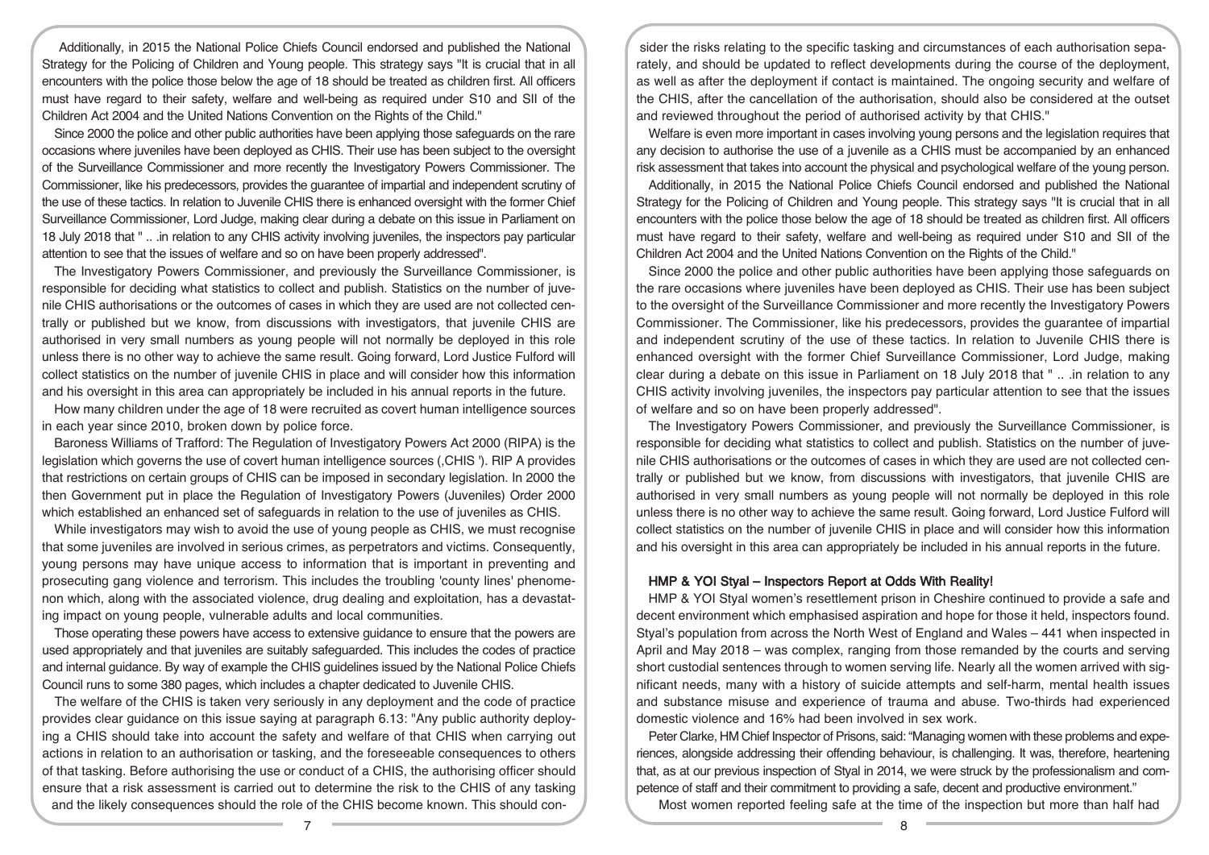Additionally, in 2015 the National Police Chiefs Council endorsed and published the National Strategy for the Policing of Children and Young people. This strategy says "It is crucial that in all encounters with the police those below the age of 18 should be treated as children first. All officers must have regard to their safety, welfare and well-being as required under S10 and SII of the Children Act 2004 and the United Nations Convention on the Rights of the Child."

Since 2000 the police and other public authorities have been applying those safeguards on the rare occasions where juveniles have been deployed as CHIS. Their use has been subject to the oversight of the Surveillance Commissioner and more recently the Investigatory Powers Commissioner. The Commissioner, like his predecessors, provides the guarantee of impartial and independent scrutiny of the use of these tactics. In relation to Juvenile CHIS there is enhanced oversight with the former Chief Surveillance Commissioner, Lord Judge, making clear during a debate on this issue in Parliament on 18 July 2018 that " .. .in relation to any CHIS activity involving juveniles, the inspectors pay particular attention to see that the issues of welfare and so on have been properly addressed".

The Investigatory Powers Commissioner, and previously the Surveillance Commissioner, is responsible for deciding what statistics to collect and publish. Statistics on the number of juvenile CHIS authorisations or the outcomes of cases in which they are used are not collected centrally or published but we know, from discussions with investigators, that juvenile CHIS are authorised in very small numbers as young people will not normally be deployed in this role unless there is no other way to achieve the same result. Going forward, Lord Justice Fulford will collect statistics on the number of juvenile CHIS in place and will consider how this information and his oversight in this area can appropriately be included in his annual reports in the future.

How many children under the age of 18 were recruited as covert human intelligence sources in each year since 2010, broken down by police force.

Baroness Williams of Trafford: The Regulation of Investigatory Powers Act 2000 (RIPA) is the legislation which governs the use of covert human intelligence sources (,CHIS '). RIP A provides that restrictions on certain groups of CHIS can be imposed in secondary legislation. In 2000 the then Government put in place the Regulation of Investigatory Powers (Juveniles) Order 2000 which established an enhanced set of safeguards in relation to the use of juveniles as CHIS.

While investigators may wish to avoid the use of young people as CHIS, we must recognise that some juveniles are involved in serious crimes, as perpetrators and victims. Consequently, young persons may have unique access to information that is important in preventing and prosecuting gang violence and terrorism. This includes the troubling 'county lines' phenomenon which, along with the associated violence, drug dealing and exploitation, has a devastating impact on young people, vulnerable adults and local communities.

Those operating these powers have access to extensive guidance to ensure that the powers are used appropriately and that juveniles are suitably safeguarded. This includes the codes of practice and internal guidance. By way of example the CHIS guidelines issued by the National Police Chiefs Council runs to some 380 pages, which includes a chapter dedicated to Juvenile CHIS.

The welfare of the CHIS is taken very seriously in any deployment and the code of practice provides clear guidance on this issue saying at paragraph 6.13: "Any public authority deploying a CHIS should take into account the safety and welfare of that CHIS when carrying out actions in relation to an authorisation or tasking, and the foreseeable consequences to others of that tasking. Before authorising the use or conduct of a CHIS, the authorising officer should ensure that a risk assessment is carried out to determine the risk to the CHIS of any tasking and the likely consequences should the role of the CHIS become known. This should consider the risks relating to the specific tasking and circumstances of each authorisation separately, and should be updated to reflect developments during the course of the deployment, as well as after the deployment if contact is maintained. The ongoing security and welfare of the CHIS, after the cancellation of the authorisation, should also be considered at the outset and reviewed throughout the period of authorised activity by that CHIS."

Welfare is even more important in cases involving young persons and the legislation requires that any decision to authorise the use of a juvenile as a CHIS must be accompanied by an enhanced risk assessment that takes into account the physical and psychological welfare of the young person.

Additionally, in 2015 the National Police Chiefs Council endorsed and published the National Strategy for the Policing of Children and Young people. This strategy says "It is crucial that in all encounters with the police those below the age of 18 should be treated as children first. All officers must have regard to their safety, welfare and well-being as required under S10 and SII of the Children Act 2004 and the United Nations Convention on the Rights of the Child."

Since 2000 the police and other public authorities have been applying those safeguards on the rare occasions where juveniles have been deployed as CHIS. Their use has been subject to the oversight of the Surveillance Commissioner and more recently the Investigatory Powers Commissioner. The Commissioner, like his predecessors, provides the guarantee of impartial and independent scrutiny of the use of these tactics. In relation to Juvenile CHIS there is enhanced oversight with the former Chief Surveillance Commissioner, Lord Judge, making clear during a debate on this issue in Parliament on 18 July 2018 that " .. .in relation to any CHIS activity involving juveniles, the inspectors pay particular attention to see that the issues of welfare and so on have been properly addressed".

The Investigatory Powers Commissioner, and previously the Surveillance Commissioner, is responsible for deciding what statistics to collect and publish. Statistics on the number of juvenile CHIS authorisations or the outcomes of cases in which they are used are not collected centrally or published but we know, from discussions with investigators, that juvenile CHIS are authorised in very small numbers as young people will not normally be deployed in this role unless there is no other way to achieve the same result. Going forward, Lord Justice Fulford will collect statistics on the number of juvenile CHIS in place and will consider how this information and his oversight in this area can appropriately be included in his annual reports in the future.

### HMP & YOI Styal – Inspectors Report at Odds With Reality!

HMP & YOI Styal women's resettlement prison in Cheshire continued to provide a safe and decent environment which emphasised aspiration and hope for those it held, inspectors found. Styal's population from across the North West of England and Wales – 441 when inspected in April and May 2018 – was complex, ranging from those remanded by the courts and serving short custodial sentences through to women serving life. Nearly all the women arrived with significant needs, many with a history of suicide attempts and self-harm, mental health issues and substance misuse and experience of trauma and abuse. Two-thirds had experienced domestic violence and 16% had been involved in sex work.

Peter Clarke, HM Chief Inspector of Prisons, said: "Managing women with these problems and experiences, alongside addressing their offending behaviour, is challenging. It was, therefore, heartening that, as at our previous inspection of Styal in 2014, we were struck by the professionalism and competence of staff and their commitment to providing a safe, decent and productive environment."

Most women reported feeling safe at the time of the inspection but more than half had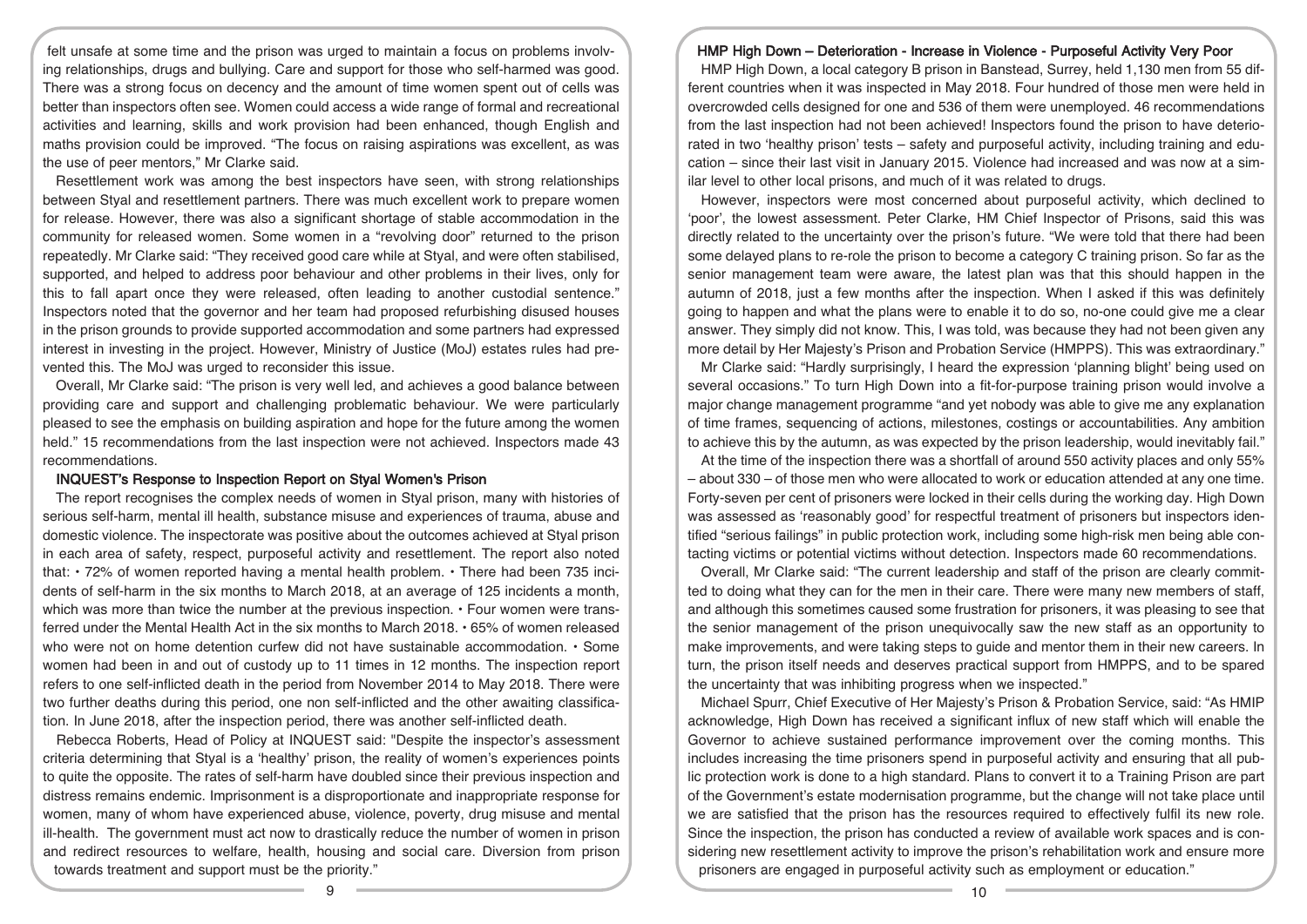felt unsafe at some time and the prison was urged to maintain a focus on problems involving relationships, drugs and bullying. Care and support for those who self-harmed was good. There was a strong focus on decency and the amount of time women spent out of cells was better than inspectors often see. Women could access a wide range of formal and recreational activities and learning, skills and work provision had been enhanced, though English and maths provision could be improved. "The focus on raising aspirations was excellent, as was the use of peer mentors," Mr Clarke said.

Resettlement work was among the best inspectors have seen, with strong relationships between Styal and resettlement partners. There was much excellent work to prepare women for release. However, there was also a significant shortage of stable accommodation in the community for released women. Some women in a "revolving door" returned to the prison repeatedly. Mr Clarke said: "They received good care while at Styal, and were often stabilised, supported, and helped to address poor behaviour and other problems in their lives, only for this to fall apart once they were released, often leading to another custodial sentence." Inspectors noted that the governor and her team had proposed refurbishing disused houses in the prison grounds to provide supported accommodation and some partners had expressed interest in investing in the project. However, Ministry of Justice (MoJ) estates rules had prevented this. The MoJ was urged to reconsider this issue.

Overall, Mr Clarke said: "The prison is very well led, and achieves a good balance between providing care and support and challenging problematic behaviour. We were particularly pleased to see the emphasis on building aspiration and hope for the future among the women held." 15 recommendations from the last inspection were not achieved. Inspectors made 43 recommendations.

### INQUEST's Response to Inspection Report on Styal Women's Prison

The report recognises the complex needs of women in Styal prison, many with histories of serious self-harm, mental ill health, substance misuse and experiences of trauma, abuse and domestic violence. The inspectorate was positive about the outcomes achieved at Styal prison in each area of safety, respect, purposeful activity and resettlement. The report also noted that: • 72% of women reported having a mental health problem. • There had been 735 incidents of self-harm in the six months to March 2018, at an average of 125 incidents a month, which was more than twice the number at the previous inspection. • Four women were transferred under the Mental Health Act in the six months to March 2018. • 65% of women released who were not on home detention curfew did not have sustainable accommodation. • Some women had been in and out of custody up to 11 times in 12 months. The inspection report refers to one self-inflicted death in the period from November 2014 to May 2018. There were two further deaths during this period, one non self-inflicted and the other awaiting classification. In June 2018, after the inspection period, there was another self-inflicted death.

Rebecca Roberts, Head of Policy at INQUEST said: "Despite the inspector's assessment criteria determining that Styal is a 'healthy' prison, the reality of women's experiences points to quite the opposite. The rates of self-harm have doubled since their previous inspection and distress remains endemic. Imprisonment is a disproportionate and inappropriate response for women, many of whom have experienced abuse, violence, poverty, drug misuse and mental ill-health. The government must act now to drastically reduce the number of women in prison and redirect resources to welfare, health, housing and social care. Diversion from prison towards treatment and support must be the priority."

### HMP High Down – Deterioration - Increase in Violence - Purposeful Activity Very Poor

HMP High Down, a local category B prison in Banstead, Surrey, held 1,130 men from 55 different countries when it was inspected in May 2018. Four hundred of those men were held in overcrowded cells designed for one and 536 of them were unemployed. 46 recommendations from the last inspection had not been achieved! Inspectors found the prison to have deteriorated in two 'healthy prison' tests – safety and purposeful activity, including training and education – since their last visit in January 2015. Violence had increased and was now at a similar level to other local prisons, and much of it was related to drugs.

However, inspectors were most concerned about purposeful activity, which declined to 'poor', the lowest assessment. Peter Clarke, HM Chief Inspector of Prisons, said this was directly related to the uncertainty over the prison's future. "We were told that there had been some delayed plans to re-role the prison to become a category C training prison. So far as the senior management team were aware, the latest plan was that this should happen in the autumn of 2018, just a few months after the inspection. When I asked if this was definitely going to happen and what the plans were to enable it to do so, no-one could give me a clear answer. They simply did not know. This, I was told, was because they had not been given any more detail by Her Majesty's Prison and Probation Service (HMPPS). This was extraordinary."

Mr Clarke said: "Hardly surprisingly, I heard the expression 'planning blight' being used on several occasions." To turn High Down into a fit-for-purpose training prison would involve a major change management programme "and yet nobody was able to give me any explanation of time frames, sequencing of actions, milestones, costings or accountabilities. Any ambition to achieve this by the autumn, as was expected by the prison leadership, would inevitably fail."

At the time of the inspection there was a shortfall of around 550 activity places and only 55% – about 330 – of those men who were allocated to work or education attended at any one time. Forty-seven per cent of prisoners were locked in their cells during the working day. High Down was assessed as 'reasonably good' for respectful treatment of prisoners but inspectors identified "serious failings" in public protection work, including some high-risk men being able contacting victims or potential victims without detection. Inspectors made 60 recommendations.

Overall, Mr Clarke said: "The current leadership and staff of the prison are clearly committed to doing what they can for the men in their care. There were many new members of staff, and although this sometimes caused some frustration for prisoners, it was pleasing to see that the senior management of the prison unequivocally saw the new staff as an opportunity to make improvements, and were taking steps to guide and mentor them in their new careers. In turn, the prison itself needs and deserves practical support from HMPPS, and to be spared the uncertainty that was inhibiting progress when we inspected."

Michael Spurr, Chief Executive of Her Majesty's Prison & Probation Service, said: "As HMIP acknowledge, High Down has received a significant influx of new staff which will enable the Governor to achieve sustained performance improvement over the coming months. This includes increasing the time prisoners spend in purposeful activity and ensuring that all public protection work is done to a high standard. Plans to convert it to a Training Prison are part of the Government's estate modernisation programme, but the change will not take place until we are satisfied that the prison has the resources required to effectively fulfil its new role. Since the inspection, the prison has conducted a review of available work spaces and is considering new resettlement activity to improve the prison's rehabilitation work and ensure more prisoners are engaged in purposeful activity such as employment or education."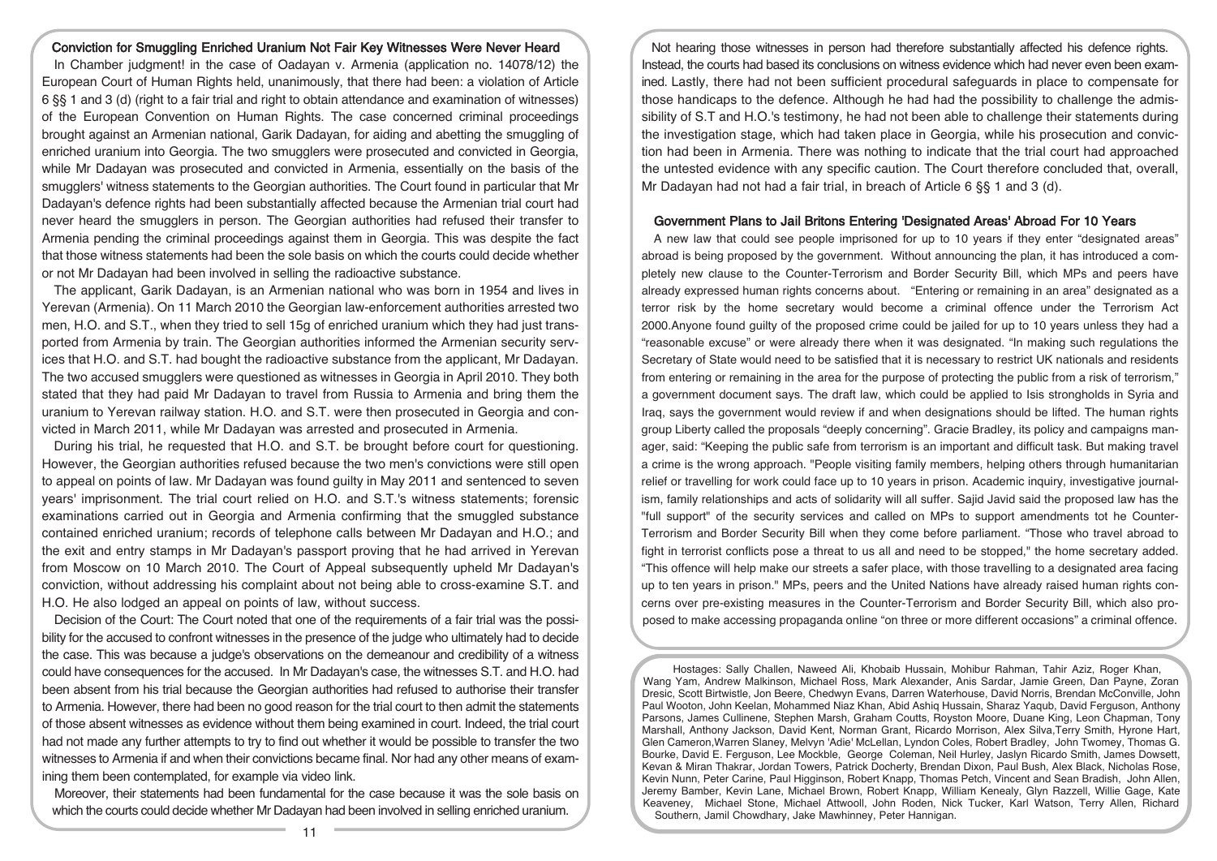### Conviction for Smuggling Enriched Uranium Not Fair Key Witnesses Were Never Heard

In Chamber judgment! in the case of Oadayan v. Armenia (application no. 14078/12) the European Court of Human Rights held, unanimously, that there had been: a violation of Article 6 §§ 1 and 3 (d) (right to a fair trial and right to obtain attendance and examination of witnesses) of the European Convention on Human Rights. The case concerned criminal proceedings brought against an Armenian national, Garik Dadayan, for aiding and abetting the smuggling of enriched uranium into Georgia. The two smugglers were prosecuted and convicted in Georgia, while Mr Dadayan was prosecuted and convicted in Armenia, essentially on the basis of the smugglers' witness statements to the Georgian authorities. The Court found in particular that Mr Dadayan's defence rights had been substantially affected because the Armenian trial court had never heard the smugglers in person. The Georgian authorities had refused their transfer to Armenia pending the criminal proceedings against them in Georgia. This was despite the fact that those witness statements had been the sole basis on which the courts could decide whether or not Mr Dadayan had been involved in selling the radioactive substance.

The applicant, Garik Dadayan, is an Armenian national who was born in 1954 and lives in Yerevan (Armenia). On 11 March 2010 the Georgian law-enforcement authorities arrested two men, H.O. and S.T., when they tried to sell 15g of enriched uranium which they had just transported from Armenia by train. The Georgian authorities informed the Armenian security services that H.O. and S.T. had bought the radioactive substance from the applicant, Mr Dadayan. The two accused smugglers were questioned as witnesses in Georgia in April 2010. They both stated that they had paid Mr Dadayan to travel from Russia to Armenia and bring them the uranium to Yerevan railway station. H.O. and S.T. were then prosecuted in Georgia and convicted in March 2011, while Mr Dadayan was arrested and prosecuted in Armenia.

During his trial, he requested that H.O. and S.T. be brought before court for questioning. However, the Georgian authorities refused because the two men's convictions were still open to appeal on points of law. Mr Dadayan was found guilty in May 2011 and sentenced to seven years' imprisonment. The trial court relied on H.O. and S.T.'s witness statements; forensic examinations carried out in Georgia and Armenia confirming that the smuggled substance contained enriched uranium; records of telephone calls between Mr Dadayan and H.O.; and the exit and entry stamps in Mr Dadayan's passport proving that he had arrived in Yerevan from Moscow on 10 March 2010. The Court of Appeal subsequently upheld Mr Dadayan's conviction, without addressing his complaint about not being able to cross-examine S.T. and H.O. He also lodged an appeal on points of law, without success.

Decision of the Court: The Court noted that one of the requirements of a fair trial was the possibility for the accused to confront witnesses in the presence of the judge who ultimately had to decide the case. This was because a judge's observations on the demeanour and credibility of a witness could have consequences for the accused. In Mr Dadayan's case, the witnesses S.T. and H.O. had been absent from his trial because the Georgian authorities had refused to authorise their transfer to Armenia. However, there had been no good reason for the trial court to then admit the statements of those absent witnesses as evidence without them being examined in court. Indeed, the trial court had not made any further attempts to try to find out whether it would be possible to transfer the two witnesses to Armenia if and when their convictions became final. Nor had any other means of examining them been contemplated, for example via video link.

Moreover, their statements had been fundamental for the case because it was the sole basis on which the courts could decide whether Mr Dadayan had been involved in selling enriched uranium.

Not hearing those witnesses in person had therefore substantially affected his defence rights. Instead, the courts had based its conclusions on witness evidence which had never even been examined. Lastly, there had not been sufficient procedural safeguards in place to compensate for those handicaps to the defence. Although he had had the possibility to challenge the admissibility of S.T and H.O.'s testimony, he had not been able to challenge their statements during the investigation stage, which had taken place in Georgia, while his prosecution and conviction had been in Armenia. There was nothing to indicate that the trial court had approached the untested evidence with any specific caution. The Court therefore concluded that, overall, Mr Dadayan had not had a fair trial, in breach of Article 6 §§ 1 and 3 (d).

### Government Plans to Jail Britons Entering 'Designated Areas' Abroad For 10 Years

A new law that could see people imprisoned for up to 10 years if they enter "designated areas" abroad is being proposed by the government. Without announcing the plan, it has introduced a completely new clause to the Counter-Terrorism and Border Security Bill, which MPs and peers have already expressed human rights concerns about. "Entering or remaining in an area" designated as a terror risk by the home secretary would become a criminal offence under the Terrorism Act 2000.Anyone found guilty of the proposed crime could be jailed for up to 10 years unless they had a "reasonable excuse" or were already there when it was designated. "In making such regulations the Secretary of State would need to be satisfied that it is necessary to restrict UK nationals and residents from entering or remaining in the area for the purpose of protecting the public from a risk of terrorism," a government document says. The draft law, which could be applied to Isis strongholds in Syria and Iraq, says the government would review if and when designations should be lifted. The human rights group Liberty called the proposals "deeply concerning". Gracie Bradley, its policy and campaigns manager, said: "Keeping the public safe from terrorism is an important and difficult task. But making travel a crime is the wrong approach. "People visiting family members, helping others through humanitarian relief or travelling for work could face up to 10 years in prison. Academic inquiry, investigative journalism, family relationships and acts of solidarity will all suffer. Sajid Javid said the proposed law has the "full support" of the security services and called on MPs to support amendments tot he Counter-Terrorism and Border Security Bill when they come before parliament. "Those who travel abroad to fight in terrorist conflicts pose a threat to us all and need to be stopped," the home secretary added. "This offence will help make our streets a safer place, with those travelling to a designated area facing up to ten years in prison." MPs, peers and the United Nations have already raised human rights concerns over pre-existing measures in the Counter-Terrorism and Border Security Bill, which also proposed to make accessing propaganda online "on three or more different occasions" a criminal offence.

Hostages: Sally Challen, Naweed Ali, Khobaib Hussain, Mohibur Rahman, Tahir Aziz, Roger Khan, Wang Yam, Andrew Malkinson, Michael Ross, Mark Alexander, Anis Sardar, Jamie Green, Dan Payne, Zoran Dresic, Scott Birtwistle, Jon Beere, Chedwyn Evans, Darren Waterhouse, David Norris, Brendan McConville, John Paul Wooton, John Keelan, Mohammed Niaz Khan, Abid Ashiq Hussain, Sharaz Yaqub, David Ferguson, Anthony Parsons, James Cullinene, Stephen Marsh, Graham Coutts, Royston Moore, Duane King, Leon Chapman, Tony Marshall, Anthony Jackson, David Kent, Norman Grant, Ricardo Morrison, Alex Silva,Terry Smith, Hyrone Hart, Glen Cameron,Warren Slaney, Melvyn 'Adie' McLellan, Lyndon Coles, Robert Bradley, John Twomey, Thomas G. Bourke, David E. Ferguson, Lee Mockble, George Coleman, Neil Hurley, Jaslyn Ricardo Smith, James Dowsett, Kevan & Miran Thakrar, Jordan Towers, Patrick Docherty, Brendan Dixon, Paul Bush, Alex Black, Nicholas Rose, Kevin Nunn, Peter Carine, Paul Higginson, Robert Knapp, Thomas Petch, Vincent and Sean Bradish, John Allen, Jeremy Bamber, Kevin Lane, Michael Brown, Robert Knapp, William Kenealy, Glyn Razzell, Willie Gage, Kate Keaveney, Michael Stone, Michael Attwooll, John Roden, Nick Tucker, Karl Watson, Terry Allen, Richard Southern, Jamil Chowdhary, Jake Mawhinney, Peter Hannigan.